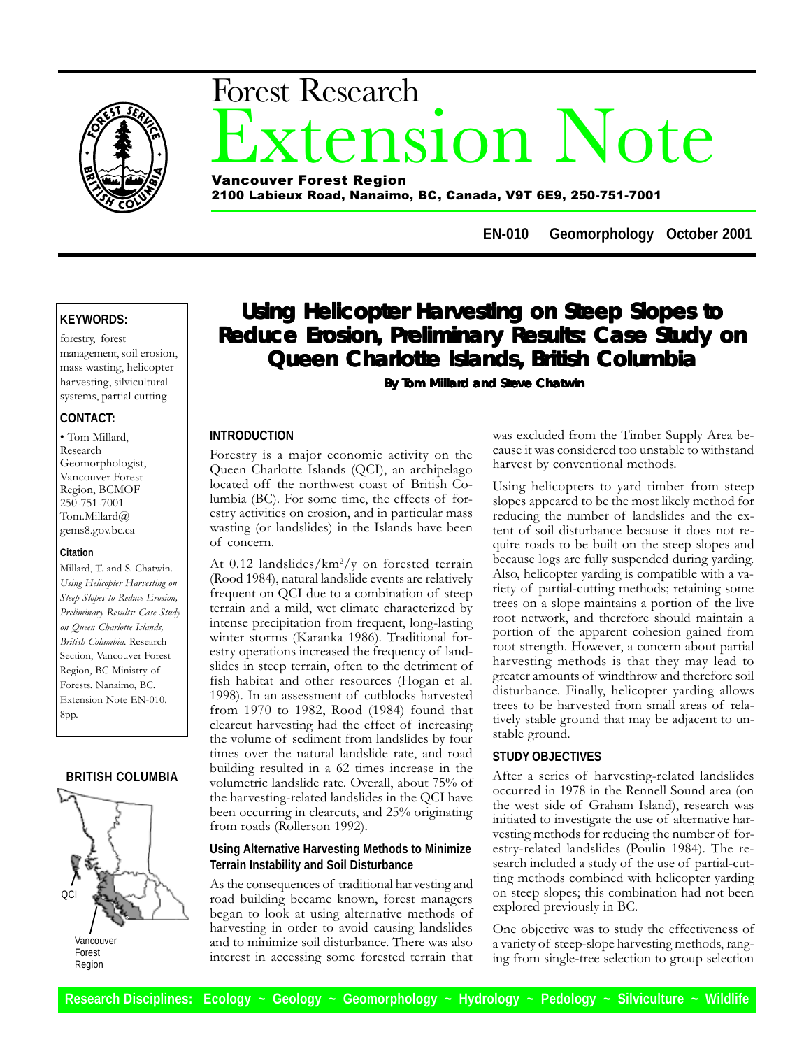# Forest Research Extension Note

**Vancouver Forest Region**
**2100 Labieux Road, Nanaimo, BC, Canada, V9T 6E9, 250-751-7001**

**EN-010 Geomorphology October 2001**

## Using Helicopter Harvesting on Steep Slopes to Reduce Erosion, Preliminary Results: Case Study on Queen Charlotte Islands, British Columbia

**By Tom Millard and Steve Chatwin**

**KEYWORDS:**

forestry, forest management, soil erosion, mass wasting, helicopter harvesting, silvicultural systems, partial cutting

**CONTACT:**

• Tom Millard, Research Geomorphologist, Vancouver Forest Region, BCMOF
250-751-7001
Tom.Millard@gems8.gov.bc.ca

**Citation**

Millard, T. and S. Chatwin. *Using Helicopter Harvesting on Steep Slopes to Reduce Erosion, Preliminary Results: Case Study on Queen Charlotte Islands, British Columbia.* Research Section, Vancouver Forest Region, BC Ministry of Forests. Nanaimo, BC. Extension Note EN-010. 8pp.

**BRITISH COLUMBIA**

QCI

Vancouver Forest Region

### INTRODUCTION

Forestry is a major economic activity on the Queen Charlotte Islands (QCI), an archipelago located off the northwest coast of British Columbia (BC). For some time, the effects of forestry activities on erosion, and in particular mass wasting (or landslides) in the Islands have been of concern.

At 0.12 landslides/km$^2$/y on forested terrain (Rood 1984), natural landslide events are relatively frequent on QCI due to a combination of steep terrain and a mild, wet climate characterized by intense precipitation from frequent, long-lasting winter storms (Karanka 1986). Traditional forestry operations increased the frequency of landslides in steep terrain, often to the detriment of fish habitat and other resources (Hogan et al. 1998). In an assessment of cutblocks harvested from 1970 to 1982, Rood (1984) found that clearcut harvesting had the effect of increasing the volume of sediment from landslides by four times over the natural landslide rate, and road building resulted in a 62 times increase in the volumetric landslide rate. Overall, about 75% of the harvesting-related landslides in the QCI have been occurring in clearcuts, and 25% originating from roads (Rollerson 1992).

#### Using Alternative Harvesting Methods to Minimize Terrain Instability and Soil Disturbance

As the consequences of traditional harvesting and road building became known, forest managers began to look at using alternative methods of harvesting in order to avoid causing landslides and to minimize soil disturbance. There was also interest in accessing some forested terrain that was excluded from the Timber Supply Area because it was considered too unstable to withstand harvest by conventional methods.

Using helicopters to yard timber from steep slopes appeared to be the most likely method for reducing the number of landslides and the extent of soil disturbance because it does not require roads to be built on the steep slopes and because logs are fully suspended during yarding. Also, helicopter yarding is compatible with a variety of partial-cutting methods; retaining some trees on a slope maintains a portion of the live root network, and therefore should maintain a portion of the apparent cohesion gained from root strength. However, a concern about partial harvesting methods is that they may lead to greater amounts of windthrow and therefore soil disturbance. Finally, helicopter yarding allows trees to be harvested from small areas of relatively stable ground that may be adjacent to unstable ground.

### STUDY OBJECTIVES

After a series of harvesting-related landslides occurred in 1978 in the Rennell Sound area (on the west side of Graham Island), research was initiated to investigate the use of alternative harvesting methods for reducing the number of forestry-related landslides (Poulin 1984). The research included a study of the use of partial-cutting methods combined with helicopter yarding on steep slopes; this combination had not been explored previously in BC.

One objective was to study the effectiveness of a variety of steep-slope harvesting methods, ranging from single-tree selection to group selection

**Research Disciplines: Ecology ~ Geology ~ Geomorphology ~ Hydrology ~ Pedology ~ Silviculture ~ Wildlife**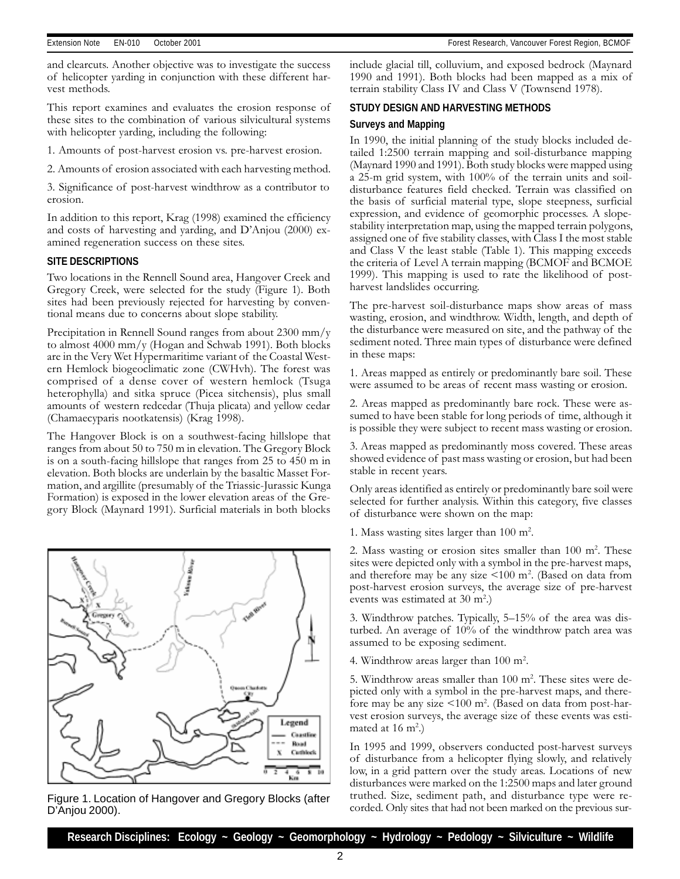and clearcuts. Another objective was to investigate the success of helicopter yarding in conjunction with these different harvest methods.

This report examines and evaluates the erosion response of these sites to the combination of various silvicultural systems with helicopter yarding, including the following:

1. Amounts of post-harvest erosion vs. pre-harvest erosion.

2. Amounts of erosion associated with each harvesting method.

3. Significance of post-harvest windthrow as a contributor to erosion.

In addition to this report, Krag (1998) examined the efficiency and costs of harvesting and yarding, and D'Anjou (2000) examined regeneration success on these sites.

## SITE DESCRIPTIONS

Two locations in the Rennell Sound area, Hangover Creek and Gregory Creek, were selected for the study (Figure 1). Both sites had been previously rejected for harvesting by conventional means due to concerns about slope stability.

Precipitation in Rennell Sound ranges from about 2300 mm/y to almost 4000 mm/y (Hogan and Schwab 1991). Both blocks are in the Very Wet Hypermaritime variant of the Coastal Western Hemlock biogeoclimatic zone (CWHvh). The forest was comprised of a dense cover of western hemlock (Tsuga heterophylla) and sitka spruce (Picea sitchensis), plus small amounts of western redcedar (Thuja plicata) and yellow cedar (Chamaecyparis nootkatensis) (Krag 1998).

The Hangover Block is on a southwest-facing hillslope that ranges from about 50 to 750 m in elevation. The Gregory Block is on a south-facing hillslope that ranges from 25 to 450 m in elevation. Both blocks are underlain by the basaltic Masset Formation, and argillite (presumably of the Triassic-Jurassic Kunga Formation) is exposed in the lower elevation areas of the Gregory Block (Maynard 1991). Surficial materials in both blocks include glacial till, colluvium, and exposed bedrock (Maynard 1990 and 1991). Both blocks had been mapped as a mix of terrain stability Class IV and Class V (Townsend 1978).

Figure 1. Location of Hangover and Gregory Blocks (after D'Anjou 2000).

## STUDY DESIGN AND HARVESTING METHODS

### Surveys and Mapping

In 1990, the initial planning of the study blocks included detailed 1:2500 terrain mapping and soil-disturbance mapping (Maynard 1990 and 1991). Both study blocks were mapped using a 25-m grid system, with 100% of the terrain units and soil-disturbance features field checked. Terrain was classified on the basis of surficial material type, slope steepness, surficial expression, and evidence of geomorphic processes. A slope-stability interpretation map, using the mapped terrain polygons, assigned one of five stability classes, with Class I the most stable and Class V the least stable (Table 1). This mapping exceeds the criteria of Level A terrain mapping (BCMOF and BCMOE 1999). This mapping is used to rate the likelihood of post-harvest landslides occurring.

The pre-harvest soil-disturbance maps show areas of mass wasting, erosion, and windthrow. Width, length, and depth of the disturbance were measured on site, and the pathway of the sediment noted. Three main types of disturbance were defined in these maps:

1. Areas mapped as entirely or predominantly bare soil. These were assumed to be areas of recent mass wasting or erosion.

2. Areas mapped as predominantly bare rock. These were assumed to have been stable for long periods of time, although it is possible they were subject to recent mass wasting or erosion.

3. Areas mapped as predominantly moss covered. These areas showed evidence of past mass wasting or erosion, but had been stable in recent years.

Only areas identified as entirely or predominantly bare soil were selected for further analysis. Within this category, five classes of disturbance were shown on the map:

1. Mass wasting sites larger than 100 m$^2$.

2. Mass wasting or erosion sites smaller than 100 m$^2$. These sites were depicted only with a symbol in the pre-harvest maps, and therefore may be any size <100 m$^2$. (Based on data from post-harvest erosion surveys, the average size of pre-harvest events was estimated at 30 m$^2$.)

3. Windthrow patches. Typically, 5–15% of the area was disturbed. An average of 10% of the windthrow patch area was assumed to be exposing sediment.

4. Windthrow areas larger than 100 m$^2$.

5. Windthrow areas smaller than 100 m$^2$. These sites were depicted only with a symbol in the pre-harvest maps, and therefore may be any size <100 m$^2$. (Based on data from post-harvest erosion surveys, the average size of these events was estimated at 16 m$^2$.)

In 1995 and 1999, observers conducted post-harvest surveys of disturbance from a helicopter flying slowly, and relatively low, in a grid pattern over the study areas. Locations of new disturbances were marked on the 1:2500 maps and later ground truthed. Size, sediment path, and disturbance type were recorded. Only sites that had not been marked on the previous sur-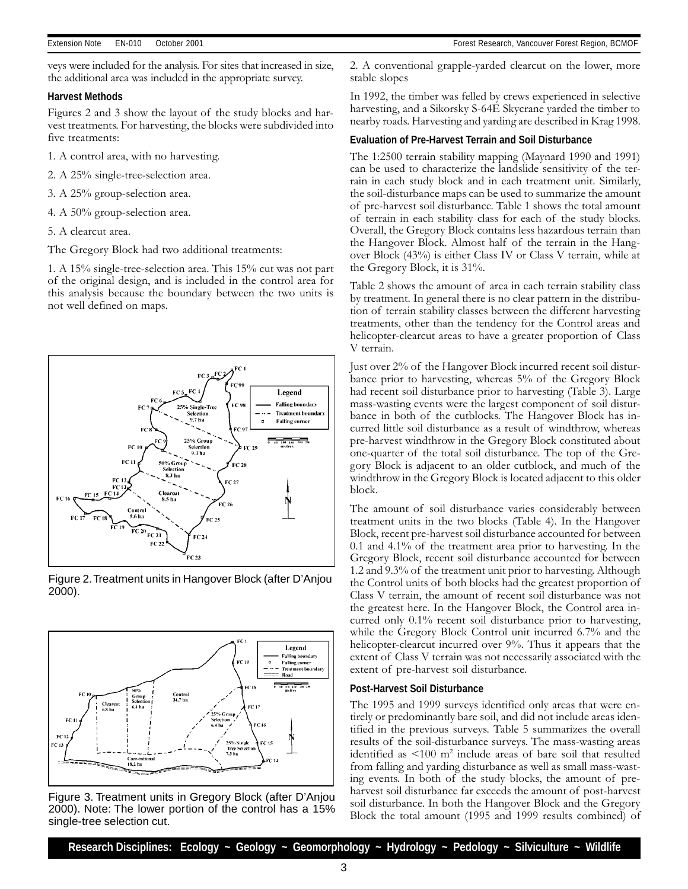veys were included for the analysis. For sites that increased in size, the additional area was included in the appropriate survey.

### Harvest Methods

Figures 2 and 3 show the layout of the study blocks and harvest treatments. For harvesting, the blocks were subdivided into five treatments:

1. A control area, with no harvesting.
2. A 25% single-tree-selection area.
3. A 25% group-selection area.
4. A 50% group-selection area.
5. A clearcut area.

The Gregory Block had two additional treatments:

1. A 15% single-tree-selection area. This 15% cut was not part of the original design, and is included in the control area for this analysis because the boundary between the two units is not well defined on maps.

Figure 2. Treatment units in Hangover Block (after D'Anjou 2000).

Figure 3. Treatment units in Gregory Block (after D'Anjou 2000). Note: The lower portion of the control has a 15% single-tree selection cut.

2. A conventional grapple-yarded clearcut on the lower, more stable slopes

In 1992, the timber was felled by crews experienced in selective harvesting, and a Sikorsky S-64E Skycrane yarded the timber to nearby roads. Harvesting and yarding are described in Krag 1998.

### Evaluation of Pre-Harvest Terrain and Soil Disturbance

The 1:2500 terrain stability mapping (Maynard 1990 and 1991) can be used to characterize the landslide sensitivity of the terrain in each study block and in each treatment unit. Similarly, the soil-disturbance maps can be used to summarize the amount of pre-harvest soil disturbance. Table 1 shows the total amount of terrain in each stability class for each of the study blocks. Overall, the Gregory Block contains less hazardous terrain than the Hangover Block. Almost half of the terrain in the Hangover Block (43%) is either Class IV or Class V terrain, while at the Gregory Block, it is 31%.

Table 2 shows the amount of area in each terrain stability class by treatment. In general there is no clear pattern in the distribution of terrain stability classes between the different harvesting treatments, other than the tendency for the Control areas and helicopter-clearcut areas to have a greater proportion of Class V terrain.

Just over 2% of the Hangover Block incurred recent soil disturbance prior to harvesting, whereas 5% of the Gregory Block had recent soil disturbance prior to harvesting (Table 3). Large mass-wasting events were the largest component of soil disturbance in both of the cutblocks. The Hangover Block has incurred little soil disturbance as a result of windthrow, whereas pre-harvest windthrow in the Gregory Block constituted about one-quarter of the total soil disturbance. The top of the Gregory Block is adjacent to an older cutblock, and much of the windthrow in the Gregory Block is located adjacent to this older block.

The amount of soil disturbance varies considerably between treatment units in the two blocks (Table 4). In the Hangover Block, recent pre-harvest soil disturbance accounted for between 0.1 and 4.1% of the treatment area prior to harvesting. In the Gregory Block, recent soil disturbance accounted for between 1.2 and 9.3% of the treatment unit prior to harvesting. Although the Control units of both blocks had the greatest proportion of Class V terrain, the amount of recent soil disturbance was not the greatest here. In the Hangover Block, the Control area incurred only 0.1% recent soil disturbance prior to harvesting, while the Gregory Block Control unit incurred 6.7% and the helicopter-clearcut incurred over 9%. Thus it appears that the extent of Class V terrain was not necessarily associated with the extent of pre-harvest soil disturbance.

### Post-Harvest Soil Disturbance

The 1995 and 1999 surveys identified only areas that were entirely or predominantly bare soil, and did not include areas identified in the previous surveys. Table 5 summarizes the overall results of the soil-disturbance surveys. The mass-wasting areas identified as <100 m$^2$ include areas of bare soil that resulted from falling and yarding disturbance as well as small mass-wasting events. In both of the study blocks, the amount of pre-harvest soil disturbance far exceeds the amount of post-harvest soil disturbance. In both the Hangover Block and the Gregory Block the total amount (1995 and 1999 results combined) of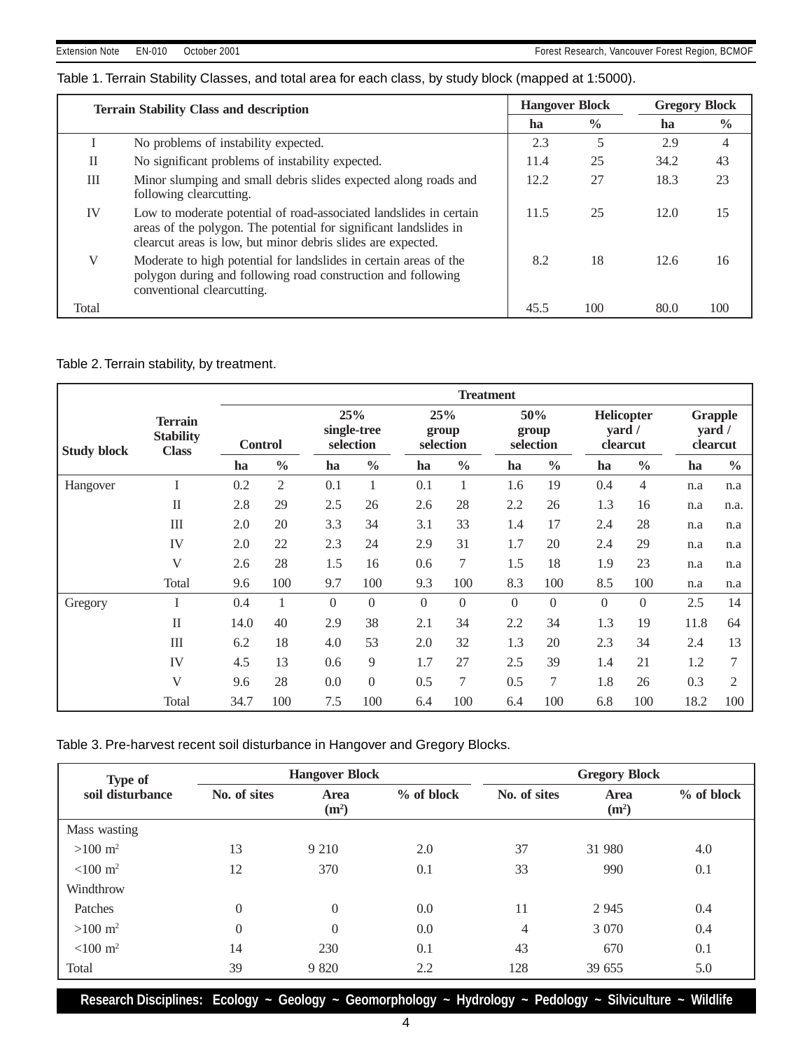Table 1. Terrain Stability Classes, and total area for each class, by study block (mapped at 1:5000).

| Terrain Stability Class and description | | Hangover Block | | Gregory Block | |
|---|---|---|---|---|---|
| | | ha | % | ha | % |
| I | No problems of instability expected. | 2.3 | 5 | 2.9 | 4 |
| II | No significant problems of instability expected. | 11.4 | 25 | 34.2 | 43 |
| III | Minor slumping and small debris slides expected along roads and following clearcutting. | 12.2 | 27 | 18.3 | 23 |
| IV | Low to moderate potential of road-associated landslides in certain areas of the polygon. The potential for significant landslides in clearcut areas is low, but minor debris slides are expected. | 11.5 | 25 | 12.0 | 15 |
| V | Moderate to high potential for landslides in certain areas of the polygon during and following road construction and following conventional clearcutting. | 8.2 | 18 | 12.6 | 16 |
| Total | | 45.5 | 100 | 80.0 | 100 |

Table 2. Terrain stability, by treatment.

| Study block | Terrain Stability Class | Treatment | | | | | | | | | | | |
|---|---|---|---|---|---|---|---|---|---|---|---|---|---|
| | | Control | | 25% single-tree selection | | 25% group selection | | 50% group selection | | Helicopter yard / clearcut | | Grapple yard / clearcut | |
| | | ha | % | ha | % | ha | % | ha | % | ha | % | ha | % |
| Hangover | I | 0.2 | 2 | 0.1 | 1 | 0.1 | 1 | 1.6 | 19 | 0.4 | 4 | n.a | n.a |
| | II | 2.8 | 29 | 2.5 | 26 | 2.6 | 28 | 2.2 | 26 | 1.3 | 16 | n.a | n.a. |
| | III | 2.0 | 20 | 3.3 | 34 | 3.1 | 33 | 1.4 | 17 | 2.4 | 28 | n.a | n.a |
| | IV | 2.0 | 22 | 2.3 | 24 | 2.9 | 31 | 1.7 | 20 | 2.4 | 29 | n.a | n.a |
| | V | 2.6 | 28 | 1.5 | 16 | 0.6 | 7 | 1.5 | 18 | 1.9 | 23 | n.a | n.a |
| | Total | 9.6 | 100 | 9.7 | 100 | 9.3 | 100 | 8.3 | 100 | 8.5 | 100 | n.a | n.a |
| Gregory | I | 0.4 | 1 | 0 | 0 | 0 | 0 | 0 | 0 | 0 | 0 | 2.5 | 14 |
| | II | 14.0 | 40 | 2.9 | 38 | 2.1 | 34 | 2.2 | 34 | 1.3 | 19 | 11.8 | 64 |
| | III | 6.2 | 18 | 4.0 | 53 | 2.0 | 32 | 1.3 | 20 | 2.3 | 34 | 2.4 | 13 |
| | IV | 4.5 | 13 | 0.6 | 9 | 1.7 | 27 | 2.5 | 39 | 1.4 | 21 | 1.2 | 7 |
| | V | 9.6 | 28 | 0.0 | 0 | 0.5 | 7 | 0.5 | 7 | 1.8 | 26 | 0.3 | 2 |
| | Total | 34.7 | 100 | 7.5 | 100 | 6.4 | 100 | 6.4 | 100 | 6.8 | 100 | 18.2 | 100 |

Table 3. Pre-harvest recent soil disturbance in Hangover and Gregory Blocks.

| Type of soil disturbance | Hangover Block | | | Gregory Block | | |
|---|---|---|---|---|---|---|
| | No. of sites | Area ($m^2$) | % of block | No. of sites | Area ($m^2$) | % of block |
| Mass wasting | | | | | | |
| >100 $m^2$ | 13 | 9 210 | 2.0 | 37 | 31 980 | 4.0 |
| <100 $m^2$ | 12 | 370 | 0.1 | 33 | 990 | 0.1 |
| Windthrow | | | | | | |
| Patches | 0 | 0 | 0.0 | 11 | 2 945 | 0.4 |
| >100 $m^2$ | 0 | 0 | 0.0 | 4 | 3 070 | 0.4 |
| <100 $m^2$ | 14 | 230 | 0.1 | 43 | 670 | 0.1 |
| Total | 39 | 9 820 | 2.2 | 128 | 39 655 | 5.0 |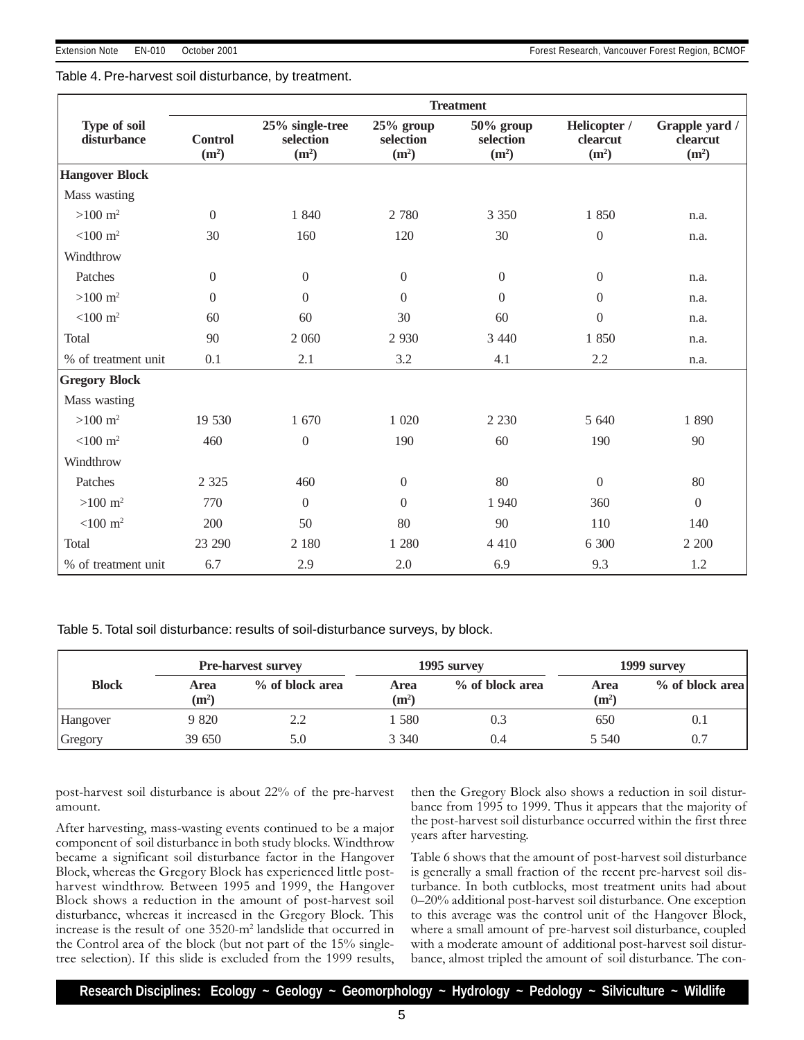Table 4. Pre-harvest soil disturbance, by treatment.

| Type of soil disturbance | Treatment | | | | | |
|---|---|---|---|---|---|---|
| | Control ($m^2$) | 25% single-tree selection ($m^2$) | 25% group selection ($m^2$) | 50% group selection ($m^2$) | Helicopter / clearcut ($m^2$) | Grapple yard / clearcut ($m^2$) |
| **Hangover Block** | | | | | | |
| Mass wasting | | | | | | |
| >100 $m^2$ | 0 | 1 840 | 2 780 | 3 350 | 1 850 | n.a. |
| <100 $m^2$ | 30 | 160 | 120 | 30 | 0 | n.a. |
| Windthrow | | | | | | |
| Patches | 0 | 0 | 0 | 0 | 0 | n.a. |
| >100 $m^2$ | 0 | 0 | 0 | 0 | 0 | n.a. |
| <100 $m^2$ | 60 | 60 | 30 | 60 | 0 | n.a. |
| Total | 90 | 2 060 | 2 930 | 3 440 | 1 850 | n.a. |
| % of treatment unit | 0.1 | 2.1 | 3.2 | 4.1 | 2.2 | n.a. |
| **Gregory Block** | | | | | | |
| Mass wasting | | | | | | |
| >100 $m^2$ | 19 530 | 1 670 | 1 020 | 2 230 | 5 640 | 1 890 |
| <100 $m^2$ | 460 | 0 | 190 | 60 | 190 | 90 |
| Windthrow | | | | | | |
| Patches | 2 325 | 460 | 0 | 80 | 0 | 80 |
| >100 $m^2$ | 770 | 0 | 0 | 1 940 | 360 | 0 |
| <100 $m^2$ | 200 | 50 | 80 | 90 | 110 | 140 |
| Total | 23 290 | 2 180 | 1 280 | 4 410 | 6 300 | 2 200 |
| % of treatment unit | 6.7 | 2.9 | 2.0 | 6.9 | 9.3 | 1.2 |

Table 5. Total soil disturbance: results of soil-disturbance surveys, by block.

| Block | Pre-harvest survey | | 1995 survey | | 1999 survey | |
|---|---|---|---|---|---|---|
| | Area ($m^2$) | % of block area | Area ($m^2$) | % of block area | Area ($m^2$) | % of block area |
| Hangover | 9 820 | 2.2 | 1 580 | 0.3 | 650 | 0.1 |
| Gregory | 39 650 | 5.0 | 3 340 | 0.4 | 5 540 | 0.7 |

post-harvest soil disturbance is about 22% of the pre-harvest amount.

After harvesting, mass-wasting events continued to be a major component of soil disturbance in both study blocks. Windthrow became a significant soil disturbance factor in the Hangover Block, whereas the Gregory Block has experienced little post-harvest windthrow. Between 1995 and 1999, the Hangover Block shows a reduction in the amount of post-harvest soil disturbance, whereas it increased in the Gregory Block. This increase is the result of one 3520-$m^2$ landslide that occurred in the Control area of the block (but not part of the 15% single-tree selection). If this slide is excluded from the 1999 results, then the Gregory Block also shows a reduction in soil disturbance from 1995 to 1999. Thus it appears that the majority of the post-harvest soil disturbance occurred within the first three years after harvesting.

Table 6 shows that the amount of post-harvest soil disturbance is generally a small fraction of the recent pre-harvest soil disturbance. In both cutblocks, most treatment units had about 0–20% additional post-harvest soil disturbance. One exception to this average was the control unit of the Hangover Block, where a small amount of pre-harvest soil disturbance, coupled with a moderate amount of additional post-harvest soil disturbance, almost tripled the amount of soil disturbance. The con-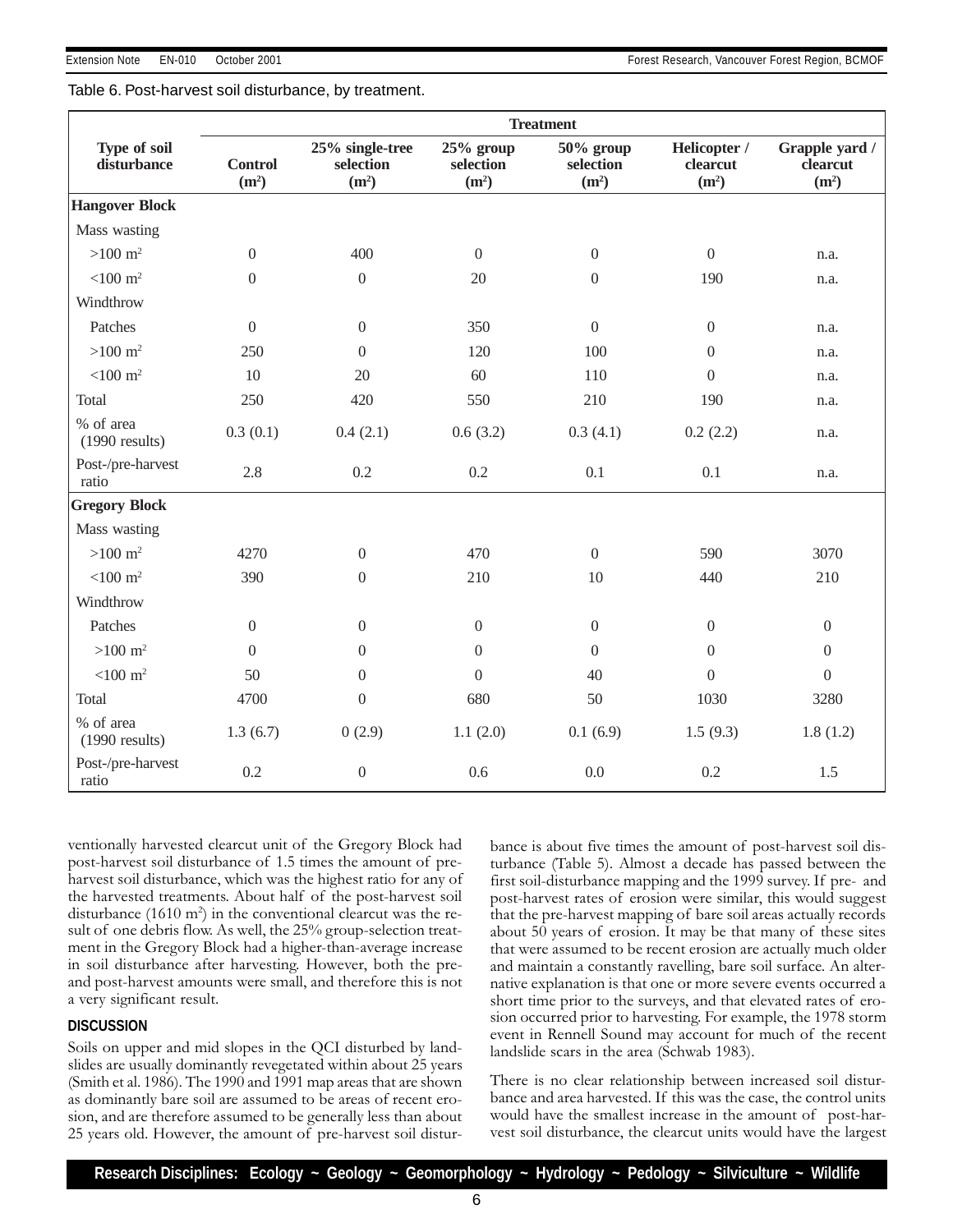Table 6. Post-harvest soil disturbance, by treatment.

| Type of soil disturbance | Treatment | | | | | |
|---|---|---|---|---|---|---|
| | Control ($m^2$) | 25% single-tree selection ($m^2$) | 25% group selection ($m^2$) | 50% group selection ($m^2$) | Helicopter / clearcut ($m^2$) | Grapple yard / clearcut ($m^2$) |
| **Hangover Block** | | | | | | |
| Mass wasting | | | | | | |
| >100 $m^2$ | 0 | 400 | 0 | 0 | 0 | n.a. |
| <100 $m^2$ | 0 | 0 | 20 | 0 | 190 | n.a. |
| Windthrow | | | | | | |
| Patches | 0 | 0 | 350 | 0 | 0 | n.a. |
| >100 $m^2$ | 250 | 0 | 120 | 100 | 0 | n.a. |
| <100 $m^2$ | 10 | 20 | 60 | 110 | 0 | n.a. |
| Total | 250 | 420 | 550 | 210 | 190 | n.a. |
| % of area (1990 results) | 0.3 (0.1) | 0.4 (2.1) | 0.6 (3.2) | 0.3 (4.1) | 0.2 (2.2) | n.a. |
| Post-/pre-harvest ratio | 2.8 | 0.2 | 0.2 | 0.1 | 0.1 | n.a. |
| **Gregory Block** | | | | | | |
| Mass wasting | | | | | | |
| >100 $m^2$ | 4270 | 0 | 470 | 0 | 590 | 3070 |
| <100 $m^2$ | 390 | 0 | 210 | 10 | 440 | 210 |
| Windthrow | | | | | | |
| Patches | 0 | 0 | 0 | 0 | 0 | 0 |
| >100 $m^2$ | 0 | 0 | 0 | 0 | 0 | 0 |
| <100 $m^2$ | 50 | 0 | 0 | 40 | 0 | 0 |
| Total | 4700 | 0 | 680 | 50 | 1030 | 3280 |
| % of area (1990 results) | 1.3 (6.7) | 0 (2.9) | 1.1 (2.0) | 0.1 (6.9) | 1.5 (9.3) | 1.8 (1.2) |
| Post-/pre-harvest ratio | 0.2 | 0 | 0.6 | 0.0 | 0.2 | 1.5 |

ventionally harvested clearcut unit of the Gregory Block had post-harvest soil disturbance of 1.5 times the amount of pre-harvest soil disturbance, which was the highest ratio for any of the harvested treatments. About half of the post-harvest soil disturbance (1610 $m^2$) in the conventional clearcut was the result of one debris flow. As well, the 25% group-selection treatment in the Gregory Block had a higher-than-average increase in soil disturbance after harvesting. However, both the pre- and post-harvest amounts were small, and therefore this is not a very significant result.

## DISCUSSION

Soils on upper and mid slopes in the QCI disturbed by landslides are usually dominantly revegetated within about 25 years (Smith et al. 1986). The 1990 and 1991 map areas that are shown as dominantly bare soil are assumed to be areas of recent erosion, and are therefore assumed to be generally less than about 25 years old. However, the amount of pre-harvest soil disturbance is about five times the amount of post-harvest soil disturbance (Table 5). Almost a decade has passed between the first soil-disturbance mapping and the 1999 survey. If pre- and post-harvest rates of erosion were similar, this would suggest that the pre-harvest mapping of bare soil areas actually records about 50 years of erosion. It may be that many of these sites that were assumed to be recent erosion are actually much older and maintain a constantly ravelling, bare soil surface. An alternative explanation is that one or more severe events occurred a short time prior to the surveys, and that elevated rates of erosion occurred prior to harvesting. For example, the 1978 storm event in Rennell Sound may account for much of the recent landslide scars in the area (Schwab 1983).

There is no clear relationship between increased soil disturbance and area harvested. If this was the case, the control units would have the smallest increase in the amount of post-harvest soil disturbance, the clearcut units would have the largest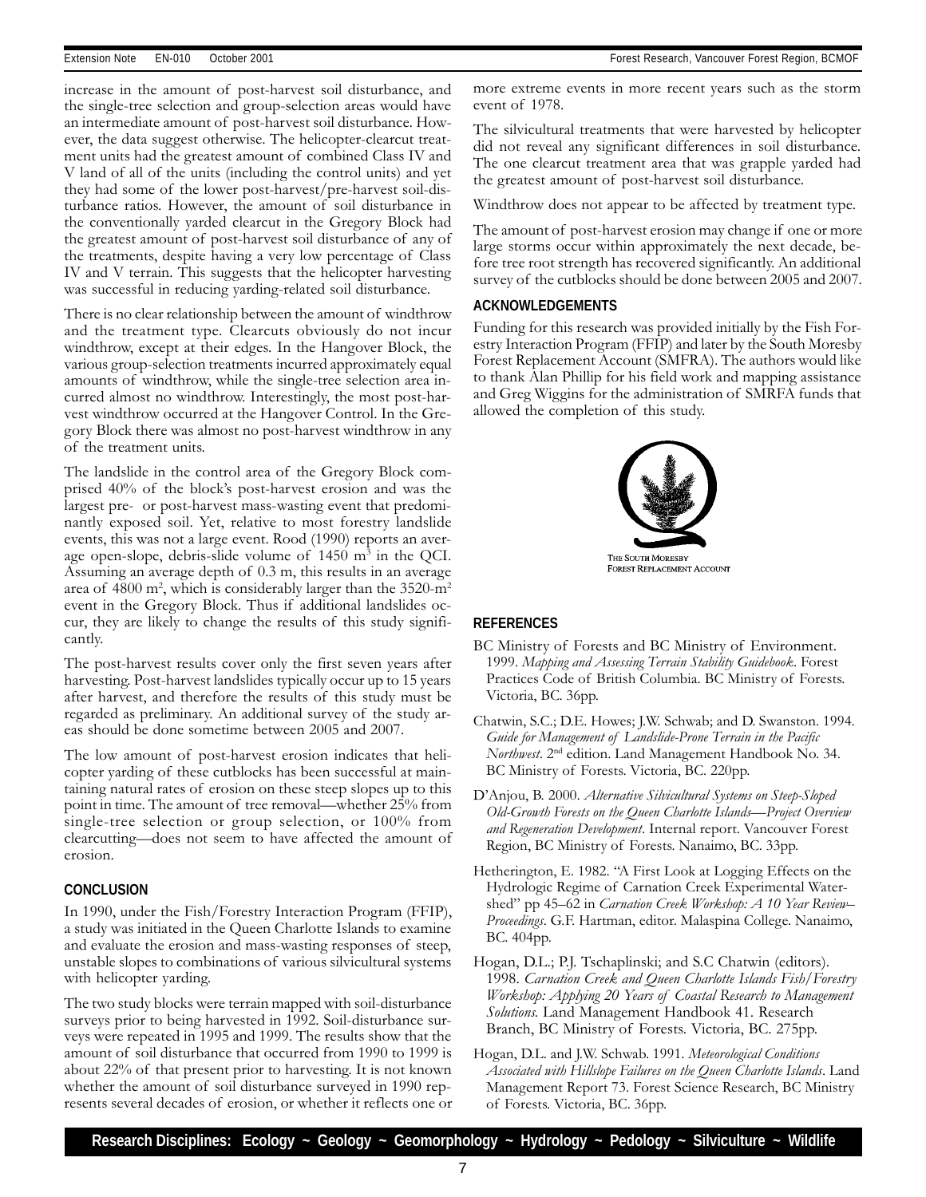increase in the amount of post-harvest soil disturbance, and the single-tree selection and group-selection areas would have an intermediate amount of post-harvest soil disturbance. However, the data suggest otherwise. The helicopter-clearcut treatment units had the greatest amount of combined Class IV and V land of all of the units (including the control units) and yet they had some of the lower post-harvest/pre-harvest soil-disturbance ratios. However, the amount of soil disturbance in the conventionally yarded clearcut in the Gregory Block had the greatest amount of post-harvest soil disturbance of any of the treatments, despite having a very low percentage of Class IV and V terrain. This suggests that the helicopter harvesting was successful in reducing yarding-related soil disturbance.

There is no clear relationship between the amount of windthrow and the treatment type. Clearcuts obviously do not incur windthrow, except at their edges. In the Hangover Block, the various group-selection treatments incurred approximately equal amounts of windthrow, while the single-tree selection area incurred almost no windthrow. Interestingly, the most post-harvest windthrow occurred at the Hangover Control. In the Gregory Block there was almost no post-harvest windthrow in any of the treatment units.

The landslide in the control area of the Gregory Block comprised 40% of the block's post-harvest erosion and was the largest pre- or post-harvest mass-wasting event that predominantly exposed soil. Yet, relative to most forestry landslide events, this was not a large event. Rood (1990) reports an average open-slope, debris-slide volume of 1450 $m^3$ in the QCI. Assuming an average depth of 0.3 m, this results in an average area of 4800 $m^2$, which is considerably larger than the 3520-$m^2$ event in the Gregory Block. Thus if additional landslides occur, they are likely to change the results of this study significantly.

The post-harvest results cover only the first seven years after harvesting. Post-harvest landslides typically occur up to 15 years after harvest, and therefore the results of this study must be regarded as preliminary. An additional survey of the study areas should be done sometime between 2005 and 2007.

The low amount of post-harvest erosion indicates that helicopter yarding of these cutblocks has been successful at maintaining natural rates of erosion on these steep slopes up to this point in time. The amount of tree removal—whether 25% from single-tree selection or group selection, or 100% from clearcutting—does not seem to have affected the amount of erosion.

## CONCLUSION

In 1990, under the Fish/Forestry Interaction Program (FFIP), a study was initiated in the Queen Charlotte Islands to examine and evaluate the erosion and mass-wasting responses of steep, unstable slopes to combinations of various silvicultural systems with helicopter yarding.

The two study blocks were terrain mapped with soil-disturbance surveys prior to being harvested in 1992. Soil-disturbance surveys were repeated in 1995 and 1999. The results show that the amount of soil disturbance that occurred from 1990 to 1999 is about 22% of that present prior to harvesting. It is not known whether the amount of soil disturbance surveyed in 1990 represents several decades of erosion, or whether it reflects one or more extreme events in more recent years such as the storm event of 1978.

The silvicultural treatments that were harvested by helicopter did not reveal any significant differences in soil disturbance. The one clearcut treatment area that was grapple yarded had the greatest amount of post-harvest soil disturbance.

Windthrow does not appear to be affected by treatment type.

The amount of post-harvest erosion may change if one or more large storms occur within approximately the next decade, before tree root strength has recovered significantly. An additional survey of the cutblocks should be done between 2005 and 2007.

## ACKNOWLEDGEMENTS

Funding for this research was provided initially by the Fish Forestry Interaction Program (FFIP) and later by the South Moresby Forest Replacement Account (SMFRA). The authors would like to thank Alan Phillip for his field work and mapping assistance and Greg Wiggins for the administration of SMRFA funds that allowed the completion of this study.

THE SOUTH MORESBY FOREST REPLACEMENT ACCOUNT

## REFERENCES

BC Ministry of Forests and BC Ministry of Environment. 1999. *Mapping and Assessing Terrain Stability Guidebook*. Forest Practices Code of British Columbia. BC Ministry of Forests. Victoria, BC. 36pp.

Chatwin, S.C.; D.E. Howes; J.W. Schwab; and D. Swanston. 1994. *Guide for Management of Landslide-Prone Terrain in the Pacific Northwest*. 2nd edition. Land Management Handbook No. 34. BC Ministry of Forests. Victoria, BC. 220pp.

D'Anjou, B. 2000. *Alternative Silvicultural Systems on Steep-Sloped Old-Growth Forests on the Queen Charlotte Islands—Project Overview and Regeneration Development*. Internal report. Vancouver Forest Region, BC Ministry of Forests. Nanaimo, BC. 33pp.

Hetherington, E. 1982. "A First Look at Logging Effects on the Hydrologic Regime of Carnation Creek Experimental Watershed" pp 45–62 in *Carnation Creek Workshop: A 10 Year Review–Proceedings*. G.F. Hartman, editor. Malaspina College. Nanaimo, BC. 404pp.

Hogan, D.L.; P.J. Tschaplinski; and S.C Chatwin (editors). 1998. *Carnation Creek and Queen Charlotte Islands Fish/Forestry Workshop: Applying 20 Years of Coastal Research to Management Solutions.* Land Management Handbook 41. Research Branch, BC Ministry of Forests. Victoria, BC. 275pp.

Hogan, D.L. and J.W. Schwab. 1991. *Meteorological Conditions Associated with Hillslope Failures on the Queen Charlotte Islands*. Land Management Report 73. Forest Science Research, BC Ministry of Forests. Victoria, BC. 36pp.

**Research Disciplines: Ecology ~ Geology ~ Geomorphology ~ Hydrology ~ Pedology ~ Silviculture ~ Wildlife**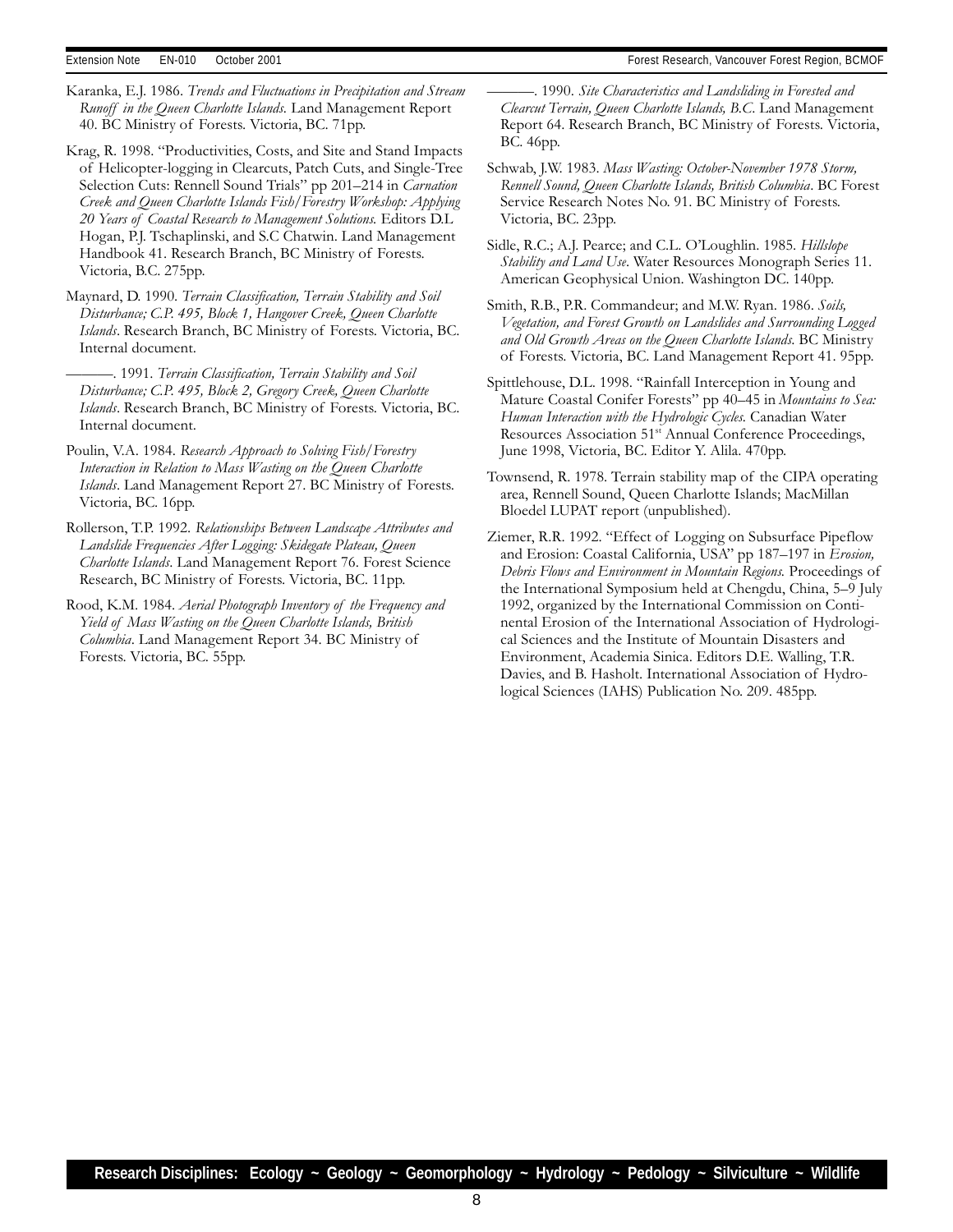Karanka, E.J. 1986. *Trends and Fluctuations in Precipitation and Stream Runoff in the Queen Charlotte Islands.* Land Management Report 40. BC Ministry of Forests. Victoria, BC. 71pp.

Krag, R. 1998. "Productivities, Costs, and Site and Stand Impacts of Helicopter-logging in Clearcuts, Patch Cuts, and Single-Tree Selection Cuts: Rennell Sound Trials" pp 201–214 in *Carnation Creek and Queen Charlotte Islands Fish/Forestry Workshop: Applying 20 Years of Coastal Research to Management Solutions.* Editors D.L Hogan, P.J. Tschaplinski, and S.C Chatwin. Land Management Handbook 41. Research Branch, BC Ministry of Forests. Victoria, B.C. 275pp.

Maynard, D. 1990. *Terrain Classification, Terrain Stability and Soil Disturbance; C.P. 495, Block 1, Hangover Creek, Queen Charlotte Islands*. Research Branch, BC Ministry of Forests. Victoria, BC. Internal document.

———. 1991. *Terrain Classification, Terrain Stability and Soil Disturbance; C.P. 495, Block 2, Gregory Creek, Queen Charlotte Islands*. Research Branch, BC Ministry of Forests. Victoria, BC. Internal document.

Poulin, V.A. 1984. *Research Approach to Solving Fish/Forestry Interaction in Relation to Mass Wasting on the Queen Charlotte Islands*. Land Management Report 27. BC Ministry of Forests. Victoria, BC. 16pp.

Rollerson, T.P. 1992. *Relationships Between Landscape Attributes and Landslide Frequencies After Logging: Skidegate Plateau, Queen Charlotte Islands*. Land Management Report 76. Forest Science Research, BC Ministry of Forests. Victoria, BC. 11pp.

Rood, K.M. 1984. *Aerial Photograph Inventory of the Frequency and Yield of Mass Wasting on the Queen Charlotte Islands, British Columbia*. Land Management Report 34. BC Ministry of Forests. Victoria, BC. 55pp.

———. 1990. *Site Characteristics and Landsliding in Forested and Clearcut Terrain, Queen Charlotte Islands, B.C.* Land Management Report 64. Research Branch, BC Ministry of Forests. Victoria, BC. 46pp.

Schwab, J.W. 1983. *Mass Wasting: October-November 1978 Storm, Rennell Sound, Queen Charlotte Islands, British Columbia*. BC Forest Service Research Notes No. 91. BC Ministry of Forests. Victoria, BC. 23pp.

Sidle, R.C.; A.J. Pearce; and C.L. O'Loughlin. 1985. *Hillslope Stability and Land Use*. Water Resources Monograph Series 11. American Geophysical Union. Washington DC. 140pp.

Smith, R.B., P.R. Commandeur; and M.W. Ryan. 1986. *Soils, Vegetation, and Forest Growth on Landslides and Surrounding Logged and Old Growth Areas on the Queen Charlotte Islands.* BC Ministry of Forests. Victoria, BC. Land Management Report 41. 95pp.

Spittlehouse, D.L. 1998. "Rainfall Interception in Young and Mature Coastal Conifer Forests" pp 40–45 in *Mountains to Sea: Human Interaction with the Hydrologic Cycles.* Canadian Water Resources Association 51st Annual Conference Proceedings, June 1998, Victoria, BC. Editor Y. Alila. 470pp.

Townsend, R. 1978. Terrain stability map of the CIPA operating area, Rennell Sound, Queen Charlotte Islands; MacMillan Bloedel LUPAT report (unpublished).

Ziemer, R.R. 1992. "Effect of Logging on Subsurface Pipeflow and Erosion: Coastal California, USA" pp 187–197 in *Erosion, Debris Flows and Environment in Mountain Regions.* Proceedings of the International Symposium held at Chengdu, China, 5–9 July 1992, organized by the International Commission on Continental Erosion of the International Association of Hydrological Sciences and the Institute of Mountain Disasters and Environment, Academia Sinica. Editors D.E. Walling, T.R. Davies, and B. Hasholt. International Association of Hydrological Sciences (IAHS) Publication No. 209. 485pp.

**Research Disciplines: Ecology ~ Geology ~ Geomorphology ~ Hydrology ~ Pedology ~ Silviculture ~ Wildlife**